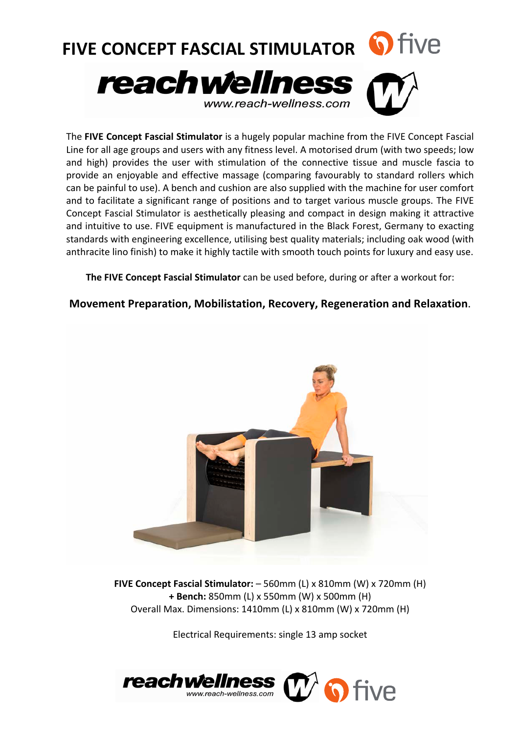# FIVE CONCEPT FASCIAL STIMULATOR

reachwellness
www.reach-wellness.com

The **FIVE Concept Fascial Stimulator** is a hugely popular machine from the FIVE Concept Fascial Line for all age groups and users with any fitness level. A motorised drum (with two speeds; low and high) provides the user with stimulation of the connective tissue and muscle fascia to provide an enjoyable and effective massage (comparing favourably to standard rollers which can be painful to use). A bench and cushion are also supplied with the machine for user comfort and to facilitate a significant range of positions and to target various muscle groups. The FIVE Concept Fascial Stimulator is aesthetically pleasing and compact in design making it attractive and intuitive to use. FIVE equipment is manufactured in the Black Forest, Germany to exacting standards with engineering excellence, utilising best quality materials; including oak wood (with anthracite lino finish) to make it highly tactile with smooth touch points for luxury and easy use.

**The FIVE Concept Fascial Stimulator** can be used before, during or after a workout for:

**Movement Preparation, Mobilistation, Recovery, Regeneration and Relaxation**.

**FIVE Concept Fascial Stimulator:** – 560mm (L) x 810mm (W) x 720mm (H)
**+ Bench:** 850mm (L) x 550mm (W) x 500mm (H)
Overall Max. Dimensions: 1410mm (L) x 810mm (W) x 720mm (H)

Electrical Requirements: single 13 amp socket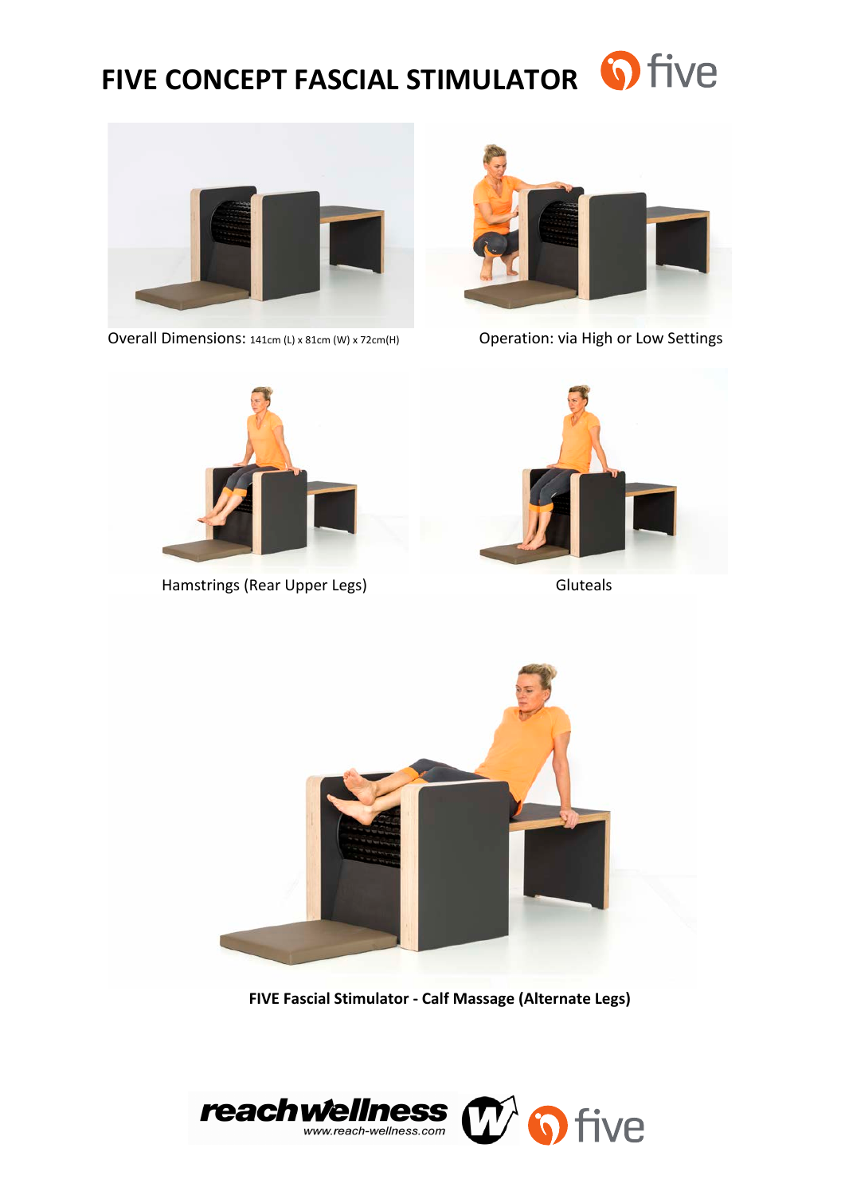# FIVE CONCEPT FASCIAL STIMULATOR

Overall Dimensions: 141cm (L) x 81cm (W) x 72cm(H)

Operation: via High or Low Settings

Hamstrings (Rear Upper Legs)

Gluteals

**FIVE Fascial Stimulator - Calf Massage (Alternate Legs)**

reachwellness www.reach-wellness.com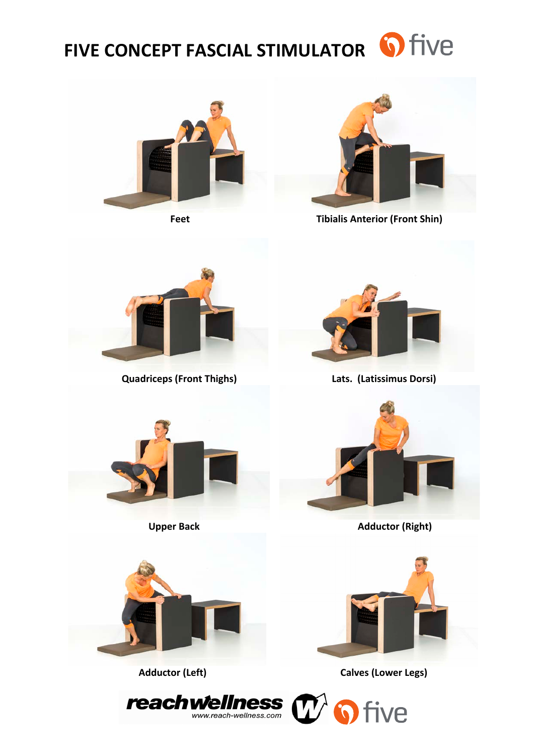# FIVE CONCEPT FASCIAL STIMULATOR

Feet

Tibialis Anterior (Front Shin)

Quadriceps (Front Thighs)

Lats. (Latissimus Dorsi)

Upper Back

Adductor (Right)

Adductor (Left)

Calves (Lower Legs)

reachwellness www.reach-wellness.com five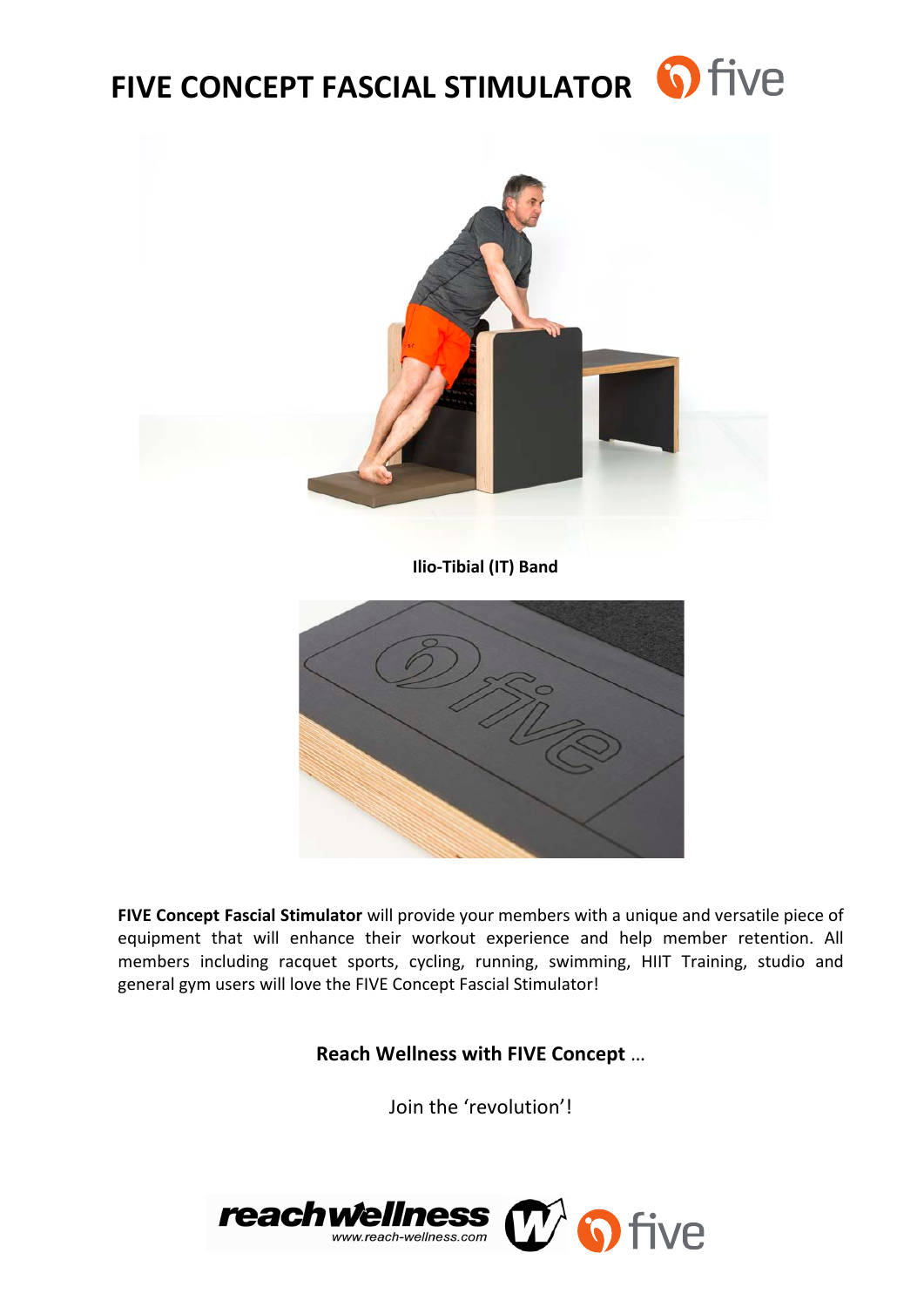# FIVE CONCEPT FASCIAL STIMULATOR

Ilio-Tibial (IT) Band

**FIVE Concept Fascial Stimulator** will provide your members with a unique and versatile piece of equipment that will enhance their workout experience and help member retention. All members including racquet sports, cycling, running, swimming, HIIT Training, studio and general gym users will love the FIVE Concept Fascial Stimulator!

**Reach Wellness with FIVE Concept** …

Join the 'revolution'!

www.reach-wellness.com